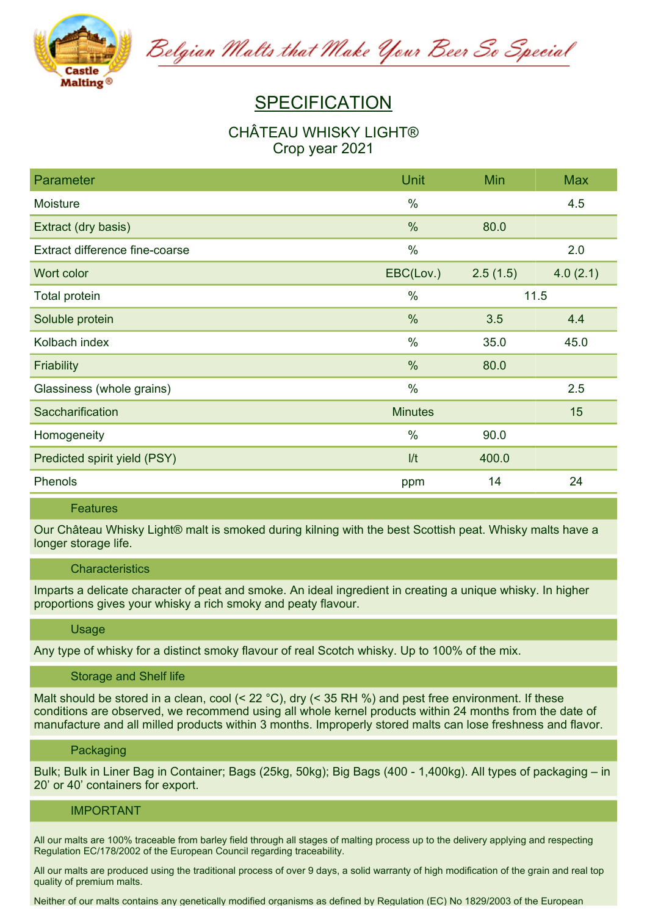Belgian Malts that Make Your Beer So Special

# SPECIFICATION

## CHÂTEAU WHISKY LIGHT®
Crop year 2021

| Parameter | Unit | Min | Max |
|---|---|---|---|
| Moisture | % | | 4.5 |
| Extract (dry basis) | % | 80.0 | |
| Extract difference fine-coarse | % | | 2.0 |
| Wort color | EBC(Lov.) | 2.5 (1.5) | 4.0 (2.1) |
| Total protein | % | 11.5 | |
| Soluble protein | % | 3.5 | 4.4 |
| Kolbach index | % | 35.0 | 45.0 |
| Friability | % | 80.0 | |
| Glassiness (whole grains) | % | | 2.5 |
| Saccharification | Minutes | | 15 |
| Homogeneity | % | 90.0 | |
| Predicted spirit yield (PSY) | l/t | 400.0 | |
| Phenols | ppm | 14 | 24 |

### Features

Our Château Whisky Light® malt is smoked during kilning with the best Scottish peat. Whisky malts have a longer storage life.

### Characteristics

Imparts a delicate character of peat and smoke. An ideal ingredient in creating a unique whisky. In higher proportions gives your whisky a rich smoky and peaty flavour.

### Usage

Any type of whisky for a distinct smoky flavour of real Scotch whisky. Up to 100% of the mix.

### Storage and Shelf life

Malt should be stored in a clean, cool (< 22 °C), dry (< 35 RH %) and pest free environment. If these conditions are observed, we recommend using all whole kernel products within 24 months from the date of manufacture and all milled products within 3 months. Improperly stored malts can lose freshness and flavor.

### Packaging

Bulk; Bulk in Liner Bag in Container; Bags (25kg, 50kg); Big Bags (400 - 1,400kg). All types of packaging – in 20' or 40' containers for export.

### IMPORTANT

All our malts are 100% traceable from barley field through all stages of malting process up to the delivery applying and respecting Regulation EC/178/2002 of the European Council regarding traceability.

All our malts are produced using the traditional process of over 9 days, a solid warranty of high modification of the grain and real top quality of premium malts.

Neither of our malts contains any genetically modified organisms as defined by Regulation (EC) No 1829/2003 of the European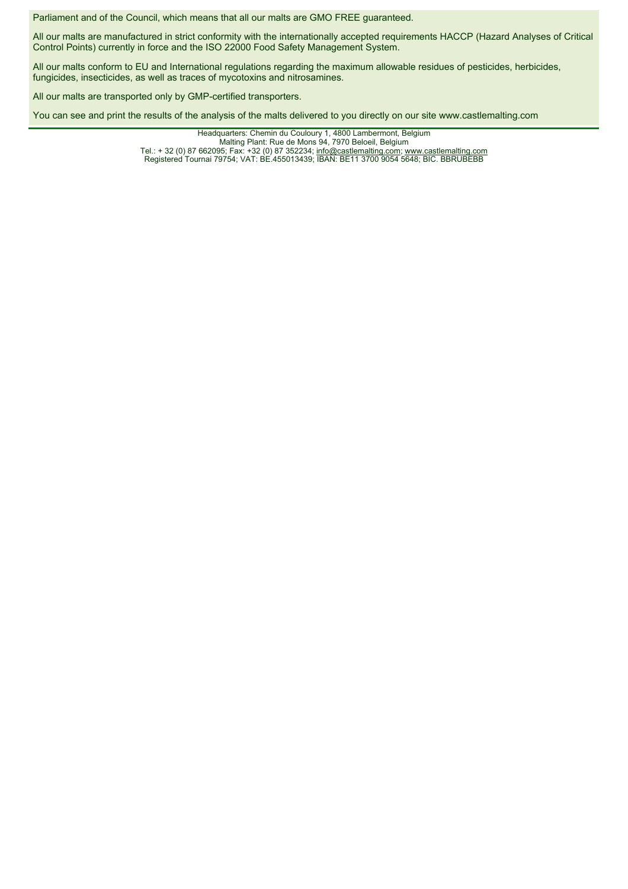Parliament and of the Council, which means that all our malts are GMO FREE guaranteed.

All our malts are manufactured in strict conformity with the internationally accepted requirements HACCP (Hazard Analyses of Critical Control Points) currently in force and the ISO 22000 Food Safety Management System.

All our malts conform to EU and International regulations regarding the maximum allowable residues of pesticides, herbicides, fungicides, insecticides, as well as traces of mycotoxins and nitrosamines.

All our malts are transported only by GMP-certified transporters.

You can see and print the results of the analysis of the malts delivered to you directly on our site www.castlemalting.com

Headquarters: Chemin du Couloury 1, 4800 Lambermont, Belgium
Malting Plant: Rue de Mons 94, 7970 Beloeil, Belgium
Tel.: + 32 (0) 87 662095; Fax: +32 (0) 87 352234; info@castlemalting.com; www.castlemalting.com
Registered Tournai 79754; VAT: BE.455013439; IBAN: BE11 3700 9054 5648; BIC. BBRUBEBB